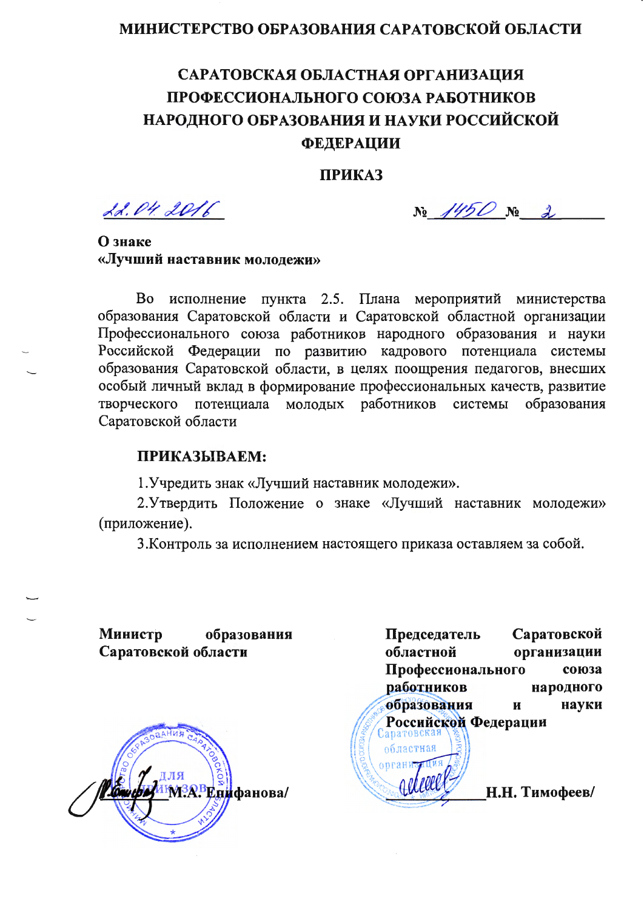**МИНИСТЕРСТВО ОБРАЗОВАНИЯ САРАТОВСКОЙ ОБЛАСТИ**

**САРАТОВСКАЯ ОБЛАСТНАЯ ОРГАНИЗАЦИЯ ПРОФЕССИОНАЛЬНОГО СОЮЗА РАБОТНИКОВ НАРОДНОГО ОБРАЗОВАНИЯ И НАУКИ РОССИЙСКОЙ ФЕДЕРАЦИИ**

**ПРИКАЗ**

22.04.2016 № 1450 № 2

**О знаке**
**«Лучший наставник молодежи»**

Во исполнение пункта 2.5. Плана мероприятий министерства образования Саратовской области и Саратовской областной организации Профессионального союза работников народного образования и науки Российской Федерации по развитию кадрового потенциала системы образования Саратовской области, в целях поощрения педагогов, внесших особый личный вклад в формирование профессиональных качеств, развитие творческого потенциала молодых работников системы образования Саратовской области

**ПРИКАЗЫВАЕМ:**

1. Учредить знак «Лучший наставник молодежи».
2. Утвердить Положение о знаке «Лучший наставник молодежи» (приложение).
3. Контроль за исполнением настоящего приказа оставляем за собой.

**Министр образования Саратовской области**

_______ М.А. Епифанова/

**Председатель Саратовской областной организации Профессионального союза работников народного образования и науки Российской Федерации**

_______ Н.Н. Тимофеев/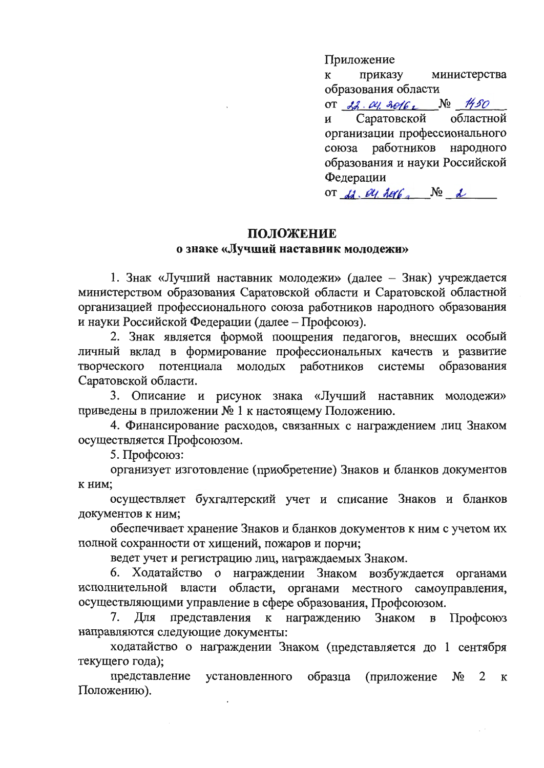Приложение
к приказу министерства образования области
от 22.04.2016 № 1450
и Саратовской областной организации профессионального союза работников народного образования и науки Российской Федерации
от 22.04.2016 № 2

## ПОЛОЖЕНИЕ
### о знаке «Лучший наставник молодежи»

1. Знак «Лучший наставник молодежи» (далее – Знак) учреждается министерством образования Саратовской области и Саратовской областной организацией профессионального союза работников народного образования и науки Российской Федерации (далее – Профсоюз).

2. Знак является формой поощрения педагогов, внесших особый личный вклад в формирование профессиональных качеств и развитие творческого потенциала молодых работников системы образования Саратовской области.

3. Описание и рисунок знака «Лучший наставник молодежи» приведены в приложении № 1 к настоящему Положению.

4. Финансирование расходов, связанных с награждением лиц Знаком осуществляется Профсоюзом.

5. Профсоюз:

организует изготовление (приобретение) Знаков и бланков документов к ним;

осуществляет бухгалтерский учет и списание Знаков и бланков документов к ним;

обеспечивает хранение Знаков и бланков документов к ним с учетом их полной сохранности от хищений, пожаров и порчи;

ведет учет и регистрацию лиц, награждаемых Знаком.

6. Ходатайство о награждении Знаком возбуждается органами исполнительной власти области, органами местного самоуправления, осуществляющими управление в сфере образования, Профсоюзом.

7. Для представления к награждению Знаком в Профсоюз направляются следующие документы:

ходатайство о награждении Знаком (представляется до 1 сентября текущего года);

представление установленного образца (приложение № 2 к Положению).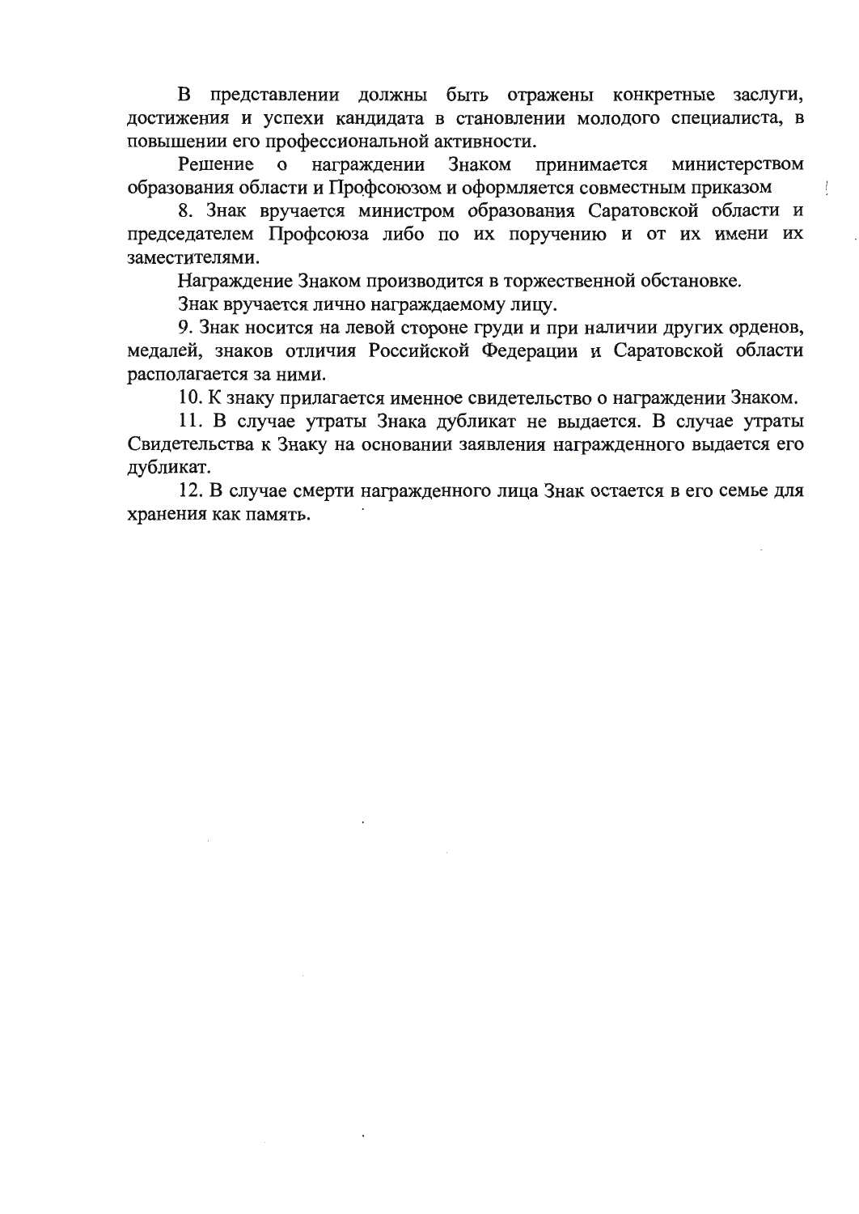В представлении должны быть отражены конкретные заслуги, достижения и успехи кандидата в становлении молодого специалиста, в повышении его профессиональной активности.

Решение о награждении Знаком принимается министерством образования области и Профсоюзом и оформляется совместным приказом

8. Знак вручается министром образования Саратовской области и председателем Профсоюза либо по их поручению и от их имени их заместителями.

Награждение Знаком производится в торжественной обстановке.

Знак вручается лично награждаемому лицу.

9. Знак носится на левой стороне груди и при наличии других орденов, медалей, знаков отличия Российской Федерации и Саратовской области располагается за ними.

10. К знаку прилагается именное свидетельство о награждении Знаком.

11. В случае утраты Знака дубликат не выдается. В случае утраты Свидетельства к Знаку на основании заявления награжденного выдается его дубликат.

12. В случае смерти награжденного лица Знак остается в его семье для хранения как память.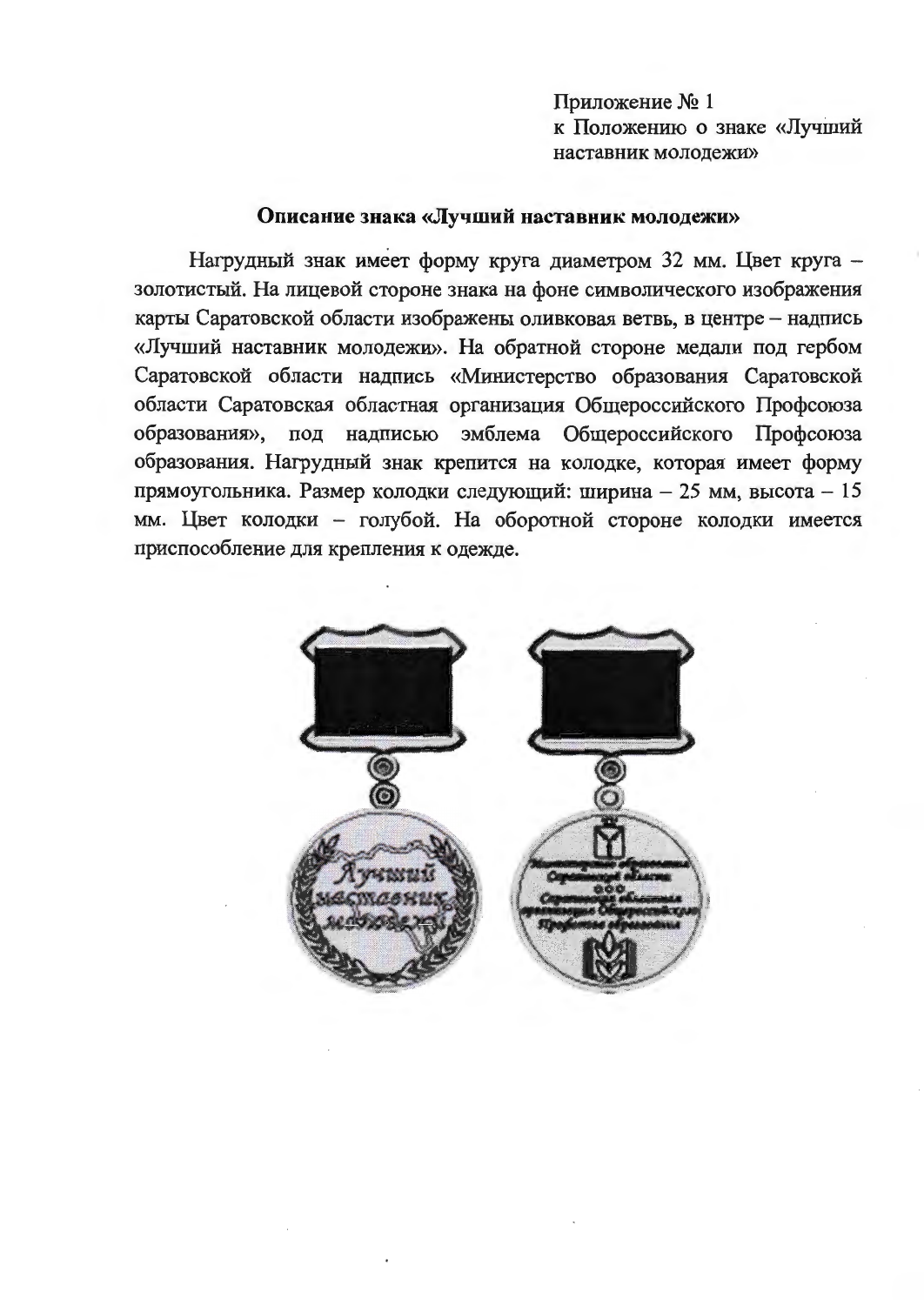Приложение № 1
к Положению о знаке «Лучший наставник молодежи»

### Описание знака «Лучший наставник молодежи»

Нагрудный знак имеет форму круга диаметром 32 мм. Цвет круга – золотистый. На лицевой стороне знака на фоне символического изображения карты Саратовской области изображены оливковая ветвь, в центре – надпись «Лучший наставник молодежи». На обратной стороне медали под гербом Саратовской области надпись «Министерство образования Саратовской области Саратовская областная организация Общероссийского Профсоюза образования», под надписью эмблема Общероссийского Профсоюза образования. Нагрудный знак крепится на колодке, которая имеет форму прямоугольника. Размер колодки следующий: ширина – 25 мм, высота – 15 мм. Цвет колодки – голубой. На оборотной стороне колодки имеется приспособление для крепления к одежде.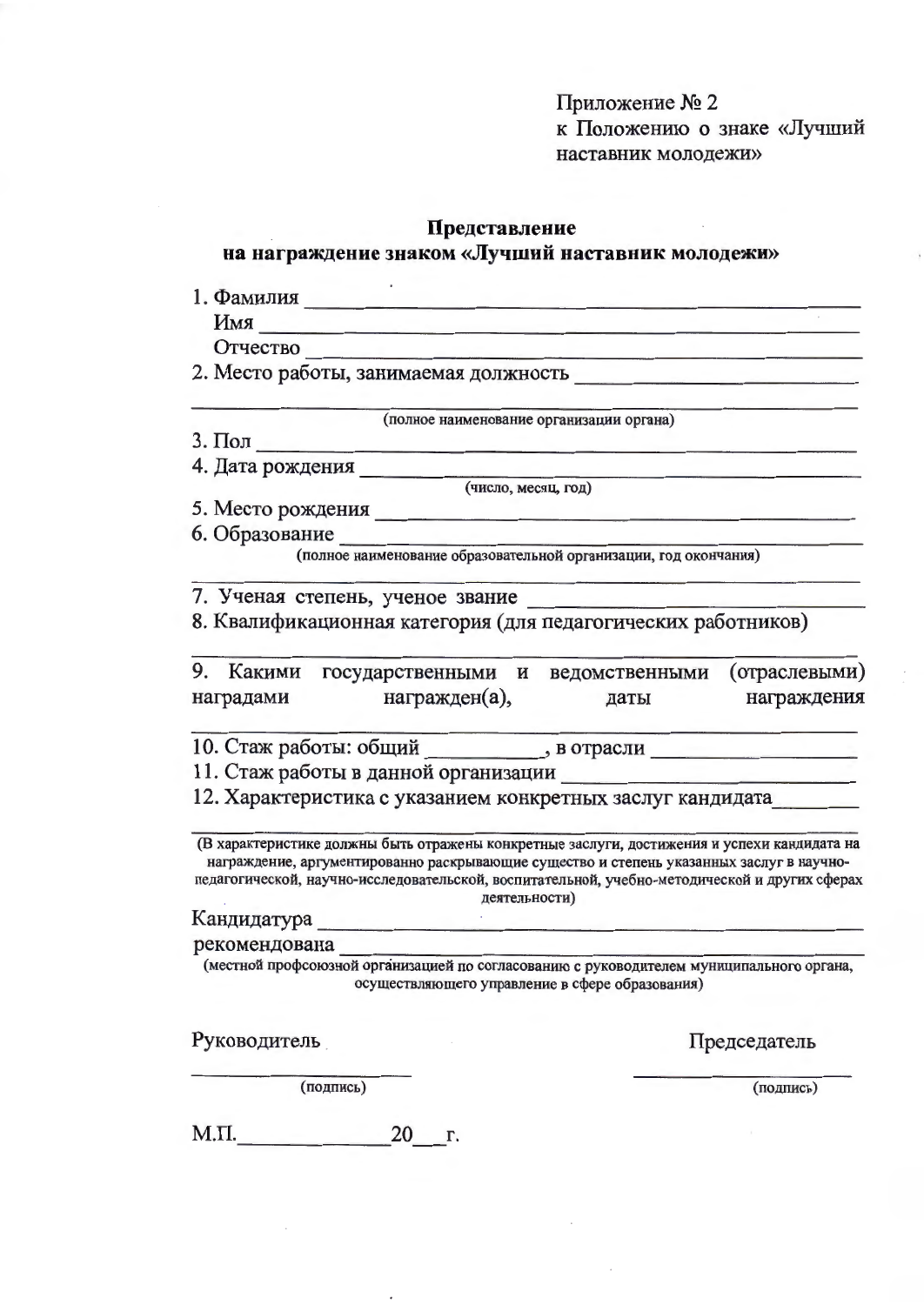Приложение № 2
к Положению о знаке «Лучший наставник молодежи»

**Представление**
**на награждение знаком «Лучший наставник молодежи»**

1. Фамилия \_\_\_\_\_\_\_\_\_\_\_\_\_\_\_\_\_\_\_\_\_\_\_\_\_\_\_\_\_\_\_\_\_\_\_\_\_\_\_\_
   Имя \_\_\_\_\_\_\_\_\_\_\_\_\_\_\_\_\_\_\_\_\_\_\_\_\_\_\_\_\_\_\_\_\_\_\_\_\_\_\_\_\_\_
   Отчество \_\_\_\_\_\_\_\_\_\_\_\_\_\_\_\_\_\_\_\_\_\_\_\_\_\_\_\_\_\_\_\_\_\_\_\_\_\_\_
2. Место работы, занимаемая должность \_\_\_\_\_\_\_\_\_\_\_\_\_\_\_\_\_\_\_\_

\_\_\_\_\_\_\_\_\_\_\_\_\_\_\_\_\_\_\_\_\_\_\_\_\_\_\_\_\_\_\_\_\_\_\_\_\_\_\_\_\_\_\_\_\_\_\_\_\_\_\_\_\_\_\_\_
(полное наименование организации органа)

3. Пол \_\_\_\_\_\_\_\_\_\_\_\_\_\_\_\_\_\_\_\_\_\_\_\_\_\_\_\_\_\_\_\_\_\_\_\_\_\_\_\_\_\_\_\_\_
4. Дата рождения \_\_\_\_\_\_\_\_\_\_\_\_\_\_\_\_\_\_\_\_\_\_\_\_\_\_\_\_\_\_\_\_\_\_\_\_\_
   (число, месяц, год)
5. Место рождения \_\_\_\_\_\_\_\_\_\_\_\_\_\_\_\_\_\_\_\_\_\_\_\_\_\_\_\_\_\_\_\_\_\_\_\_
6. Образование \_\_\_\_\_\_\_\_\_\_\_\_\_\_\_\_\_\_\_\_\_\_\_\_\_\_\_\_\_\_\_\_\_\_\_\_\_\_
   (полное наименование образовательной организации, год окончания)

\_\_\_\_\_\_\_\_\_\_\_\_\_\_\_\_\_\_\_\_\_\_\_\_\_\_\_\_\_\_\_\_\_\_\_\_\_\_\_\_\_\_\_\_\_\_\_\_\_\_\_\_\_\_\_\_

7. Ученая степень, ученое звание \_\_\_\_\_\_\_\_\_\_\_\_\_\_\_\_\_\_\_\_\_\_\_\_\_\_
8. Квалификационная категория (для педагогических работников)

\_\_\_\_\_\_\_\_\_\_\_\_\_\_\_\_\_\_\_\_\_\_\_\_\_\_\_\_\_\_\_\_\_\_\_\_\_\_\_\_\_\_\_\_\_\_\_\_\_\_\_\_\_\_\_\_

9. Какими государственными и ведомственными (отраслевыми) наградами награжден(а), даты награждения

\_\_\_\_\_\_\_\_\_\_\_\_\_\_\_\_\_\_\_\_\_\_\_\_\_\_\_\_\_\_\_\_\_\_\_\_\_\_\_\_\_\_\_\_\_\_\_\_\_\_\_\_\_\_\_\_

10. Стаж работы: общий \_\_\_\_\_\_\_\_\_\_, в отрасли \_\_\_\_\_\_\_\_\_\_\_\_\_\_\_\_\_
11. Стаж работы в данной организации \_\_\_\_\_\_\_\_\_\_\_\_\_\_\_\_\_\_\_\_\_\_\_
12. Характеристика с указанием конкретных заслуг кандидата\_\_\_\_\_\_\_

\_\_\_\_\_\_\_\_\_\_\_\_\_\_\_\_\_\_\_\_\_\_\_\_\_\_\_\_\_\_\_\_\_\_\_\_\_\_\_\_\_\_\_\_\_\_\_\_\_\_\_\_\_\_\_\_
(В характеристике должны быть отражены конкретные заслуги, достижения и успехи кандидата на награждение, аргументированно раскрывающие существо и степень указанных заслуг в научно-педагогической, научно-исследовательской, воспитательной, учебно-методической и других сферах деятельности)

Кандидатура \_\_\_\_\_\_\_\_\_\_\_\_\_\_\_\_\_\_\_\_\_\_\_\_\_\_\_\_\_\_\_\_\_\_\_\_\_\_\_\_\_\_\_
рекомендована \_\_\_\_\_\_\_\_\_\_\_\_\_\_\_\_\_\_\_\_\_\_\_\_\_\_\_\_\_\_\_\_\_\_\_\_\_\_\_\_\_
(местной профсоюзной организацией по согласованию с руководителем муниципального органа, осуществляющего управление в сфере образования)

Руководитель
\_\_\_\_\_\_\_\_\_\_\_\_\_\_\_\_\_\_
(подпись)

Председатель
\_\_\_\_\_\_\_\_\_\_\_\_\_\_\_\_\_\_
(подпись)

М.П.\_\_\_\_\_\_\_\_\_\_\_\_\_\_20\_\_\_г.